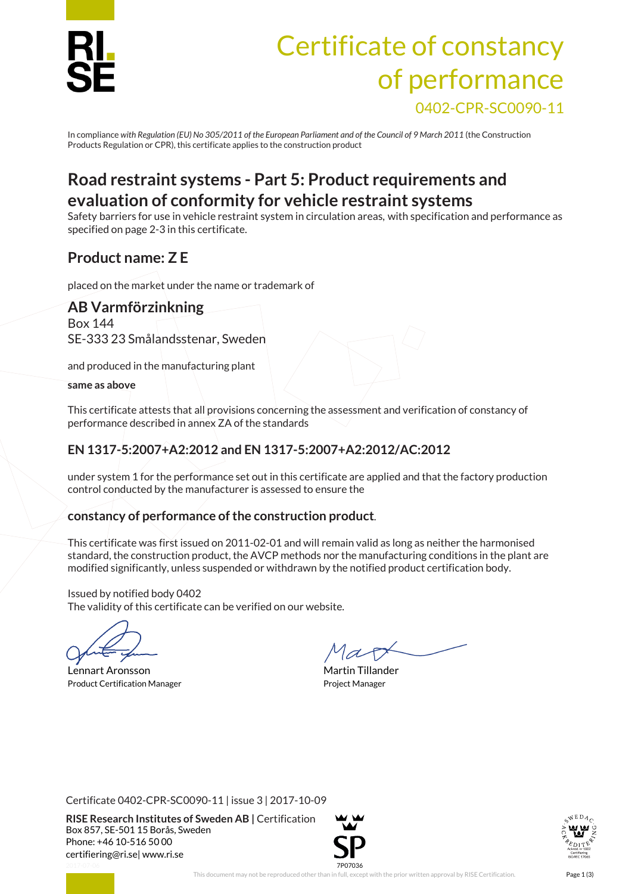# Certificate of constancy of performance

0402-CPR-SC0090-11

In compliance *with Regulation (EU) No 305/2011 of the European Parliament and of the Council of 9 March 2011* (the Construction Products Regulation or CPR), this certificate applies to the construction product

## Road restraint systems - Part 5: Product requirements and evaluation of conformity for vehicle restraint systems

Safety barriers for use in vehicle restraint system in circulation areas, with specification and performance as specified on page 2-3 in this certificate.

## Product name: Z E

placed on the market under the name or trademark of

### AB Varmförzinkning

Box 144
SE-333 23 Smålandsstenar, Sweden

and produced in the manufacturing plant

**same as above**

This certificate attests that all provisions concerning the assessment and verification of constancy of performance described in annex ZA of the standards

### EN 1317-5:2007+A2:2012 and EN 1317-5:2007+A2:2012/AC:2012

under system 1 for the performance set out in this certificate are applied and that the factory production control conducted by the manufacturer is assessed to ensure the

### constancy of performance of the construction product.

This certificate was first issued on 2011-02-01 and will remain valid as long as neither the harmonised standard, the construction product, the AVCP methods nor the manufacturing conditions in the plant are modified significantly, unless suspended or withdrawn by the notified product certification body.

Issued by notified body 0402
The validity of this certificate can be verified on our website.

Lennart Aronsson
Product Certification Manager

Martin Tillander
Project Manager

Certificate 0402-CPR-SC0090-11 | issue 3 | 2017-10-09

**RISE Research Institutes of Sweden AB |** Certification
Box 857, SE-501 15 Borås, Sweden
Phone: +46 10-516 50 00
certifiering@ri.se| www.ri.se

This document may not be reproduced other than in full, except with the prior written approval by RISE Certification.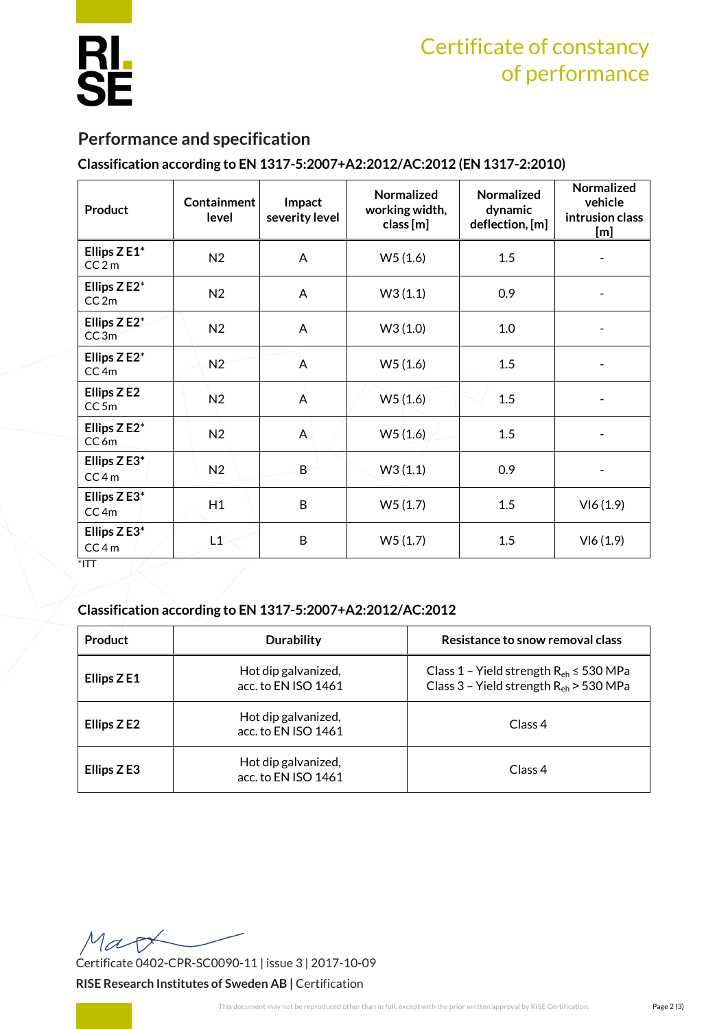# Certificate of constancy of performance

## Performance and specification

### Classification according to EN 1317-5:2007+A2:2012/AC:2012 (EN 1317-2:2010)

| Product | Containment level | Impact severity level | Normalized working width, class [m] | Normalized dynamic deflection, [m] | Normalized vehicle intrusion class [m] |
|---|---|---|---|---|---|
| **Ellips Z E1***<br>CC 2 m | N2 | A | W5 (1.6) | 1.5 | - |
| **Ellips Z E2***<br>CC 2m | N2 | A | W3 (1.1) | 0.9 | - |
| **Ellips Z E2***<br>CC 3m | N2 | A | W3 (1.0) | 1.0 | - |
| **Ellips Z E2***<br>CC 4m | N2 | A | W5 (1.6) | 1.5 | - |
| **Ellips Z E2**<br>CC 5m | N2 | A | W5 (1.6) | 1.5 | - |
| **Ellips Z E2***<br>CC 6m | N2 | A | W5 (1.6) | 1.5 | - |
| **Ellips Z E3***<br>CC 4 m | N2 | B | W3 (1.1) | 0.9 | - |
| **Ellips Z E3***<br>CC 4m | H1 | B | W5 (1.7) | 1.5 | VI6 (1.9) |
| **Ellips Z E3***<br>CC 4 m | L1 | B | W5 (1.7) | 1.5 | VI6 (1.9) |

*ITT

### Classification according to EN 1317-5:2007+A2:2012/AC:2012

| Product | Durability | Resistance to snow removal class |
|---|---|---|
| **Ellips Z E1** | Hot dip galvanized, acc. to EN ISO 1461 | Class 1 – Yield strength $R_{eh} \leq 530$ MPa<br>Class 3 – Yield strength $R_{eh} > 530$ MPa |
| **Ellips Z E2** | Hot dip galvanized, acc. to EN ISO 1461 | Class 4 |
| **Ellips Z E3** | Hot dip galvanized, acc. to EN ISO 1461 | Class 4 |

Certificate 0402-CPR-SC0090-11 | issue 3 | 2017-10-09

**RISE Research Institutes of Sweden AB |** Certification

This document may not be reproduced other than in full, except with the prior written approval by RISE Certification.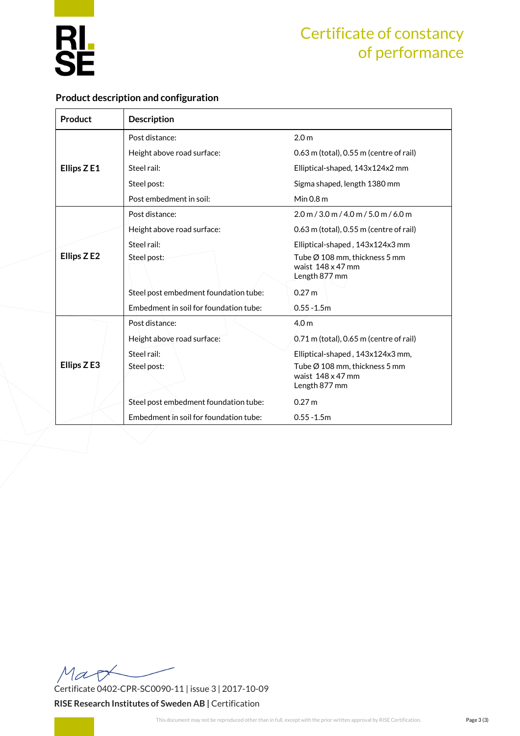# Certificate of constancy of performance

## Product description and configuration

| Product | Description | |
|---|---|---|
| **Ellips Z E1** | Post distance: | 2.0 m |
| | Height above road surface: | 0.63 m (total), 0.55 m (centre of rail) |
| | Steel rail: | Elliptical-shaped, 143x124x2 mm |
| | Steel post: | Sigma shaped, length 1380 mm |
| | Post embedment in soil: | Min 0.8 m |
| **Ellips Z E2** | Post distance: | 2.0 m / 3.0 m / 4.0 m / 5.0 m / 6.0 m |
| | Height above road surface: | 0.63 m (total), 0.55 m (centre of rail) |
| | Steel rail: | Elliptical-shaped , 143x124x3 mm |
| | Steel post: | Tube Ø 108 mm, thickness 5 mm<br>waist 148 x 47 mm<br>Length 877 mm |
| | Steel post embedment foundation tube: | 0.27 m |
| | Embedment in soil for foundation tube: | 0.55 -1.5m |
| **Ellips Z E3** | Post distance: | 4.0 m |
| | Height above road surface: | 0.71 m (total), 0.65 m (centre of rail) |
| | Steel rail: | Elliptical-shaped , 143x124x3 mm, |
| | Steel post: | Tube Ø 108 mm, thickness 5 mm<br>waist 148 x 47 mm<br>Length 877 mm |
| | Steel post embedment foundation tube: | 0.27 m |
| | Embedment in soil for foundation tube: | 0.55 -1.5m |

Certificate 0402-CPR-SC0090-11 | issue 3 | 2017-10-09

**RISE Research Institutes of Sweden AB |** Certification

This document may not be reproduced other than in full, except with the prior written approval by RISE Certification.